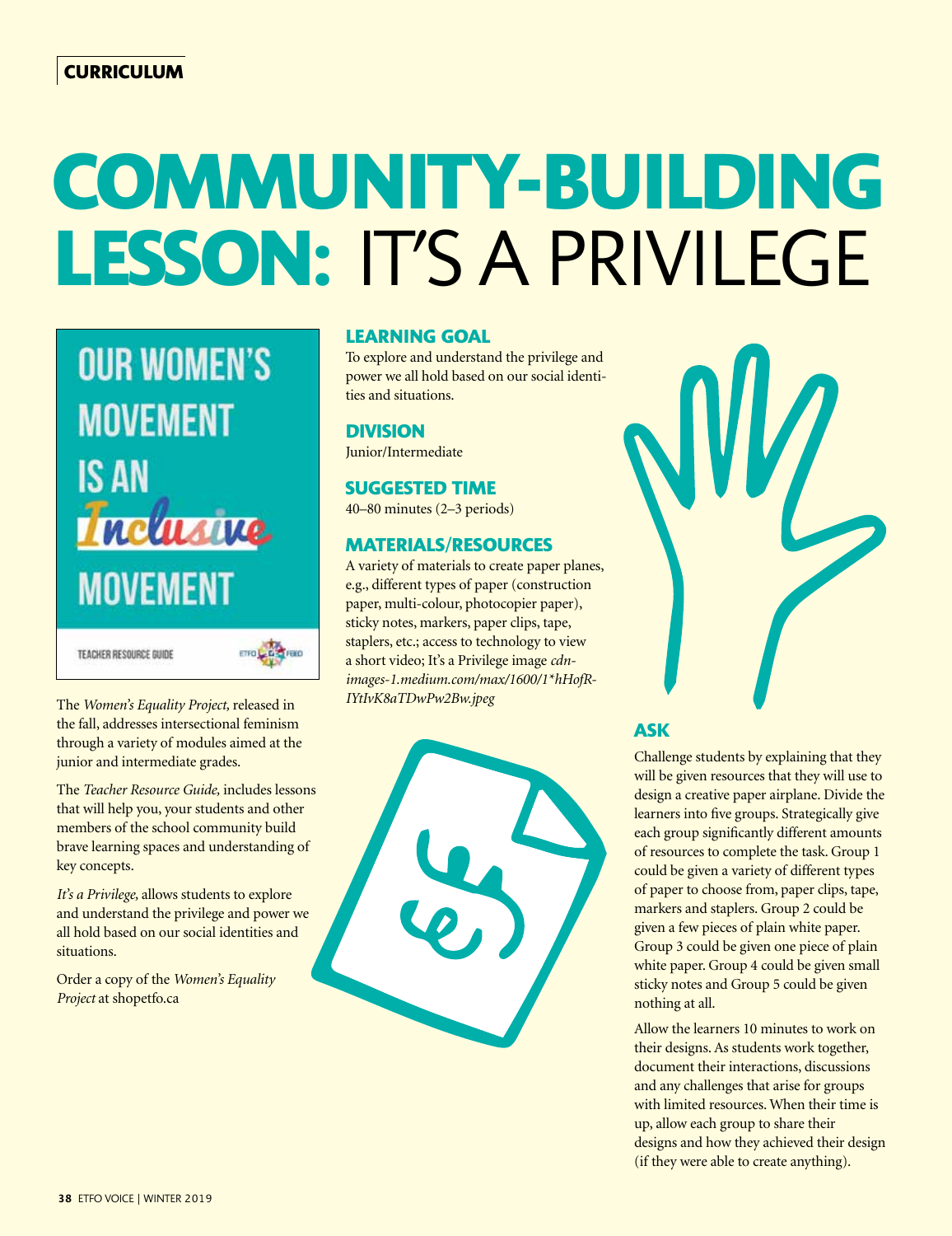CURRICULUM

# COMMUNITY-BUILDING LESSON: IT'S A PRIVILEGE

OUR WOMEN'S MOVEMENT IS AN *Inclusive* MOVEMENT

TEACHER RESOURCE GUIDE

The *Women's Equality Project,* released in the fall, addresses intersectional feminism through a variety of modules aimed at the junior and intermediate grades.

The *Teacher Resource Guide,* includes lessons that will help you, your students and other members of the school community build brave learning spaces and understanding of key concepts.

*It's a Privilege,* allows students to explore and understand the privilege and power we all hold based on our social identities and situations.

Order a copy of the *Women's Equality Project* at shopetfo.ca

## LEARNING GOAL

To explore and understand the privilege and power we all hold based on our social identities and situations.

## DIVISION

Junior/Intermediate

## SUGGESTED TIME

40–80 minutes (2–3 periods)

## MATERIALS/RESOURCES

A variety of materials to create paper planes, e.g., different types of paper (construction paper, multi-colour, photocopier paper), sticky notes, markers, paper clips, tape, staplers, etc.; access to technology to view a short video; It's a Privilege image *cdn-images-1.medium.com/max/1600/1*hHofR-IYtIvK8aTDwPw2Bw.jpeg*

## ASK

Challenge students by explaining that they will be given resources that they will use to design a creative paper airplane. Divide the learners into five groups. Strategically give each group significantly different amounts of resources to complete the task. Group 1 could be given a variety of different types of paper to choose from, paper clips, tape, markers and staplers. Group 2 could be given a few pieces of plain white paper. Group 3 could be given one piece of plain white paper. Group 4 could be given small sticky notes and Group 5 could be given nothing at all.

Allow the learners 10 minutes to work on their designs. As students work together, document their interactions, discussions and any challenges that arise for groups with limited resources. When their time is up, allow each group to share their designs and how they achieved their design (if they were able to create anything).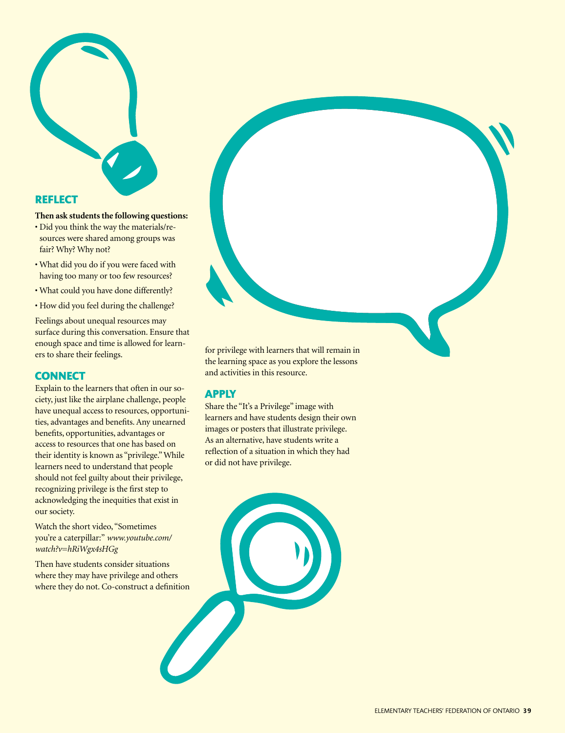## REFLECT

**Then ask students the following questions:**

- Did you think the way the materials/resources were shared among groups was fair? Why? Why not?
- What did you do if you were faced with having too many or too few resources?
- What could you have done differently?
- How did you feel during the challenge?

Feelings about unequal resources may surface during this conversation. Ensure that enough space and time is allowed for learners to share their feelings.

## CONNECT

Explain to the learners that often in our society, just like the airplane challenge, people have unequal access to resources, opportunities, advantages and benefits. Any unearned benefits, opportunities, advantages or access to resources that one has based on their identity is known as "privilege." While learners need to understand that people should not feel guilty about their privilege, recognizing privilege is the first step to acknowledging the inequities that exist in our society.

Watch the short video, "Sometimes you're a caterpillar:" *www.youtube.com/watch?v=hRiWgx4sHGg*

Then have students consider situations where they may have privilege and others where they do not. Co-construct a definition for privilege with learners that will remain in the learning space as you explore the lessons and activities in this resource.

## APPLY

Share the "It's a Privilege" image with learners and have students design their own images or posters that illustrate privilege. As an alternative, have students write a reflection of a situation in which they had or did not have privilege.